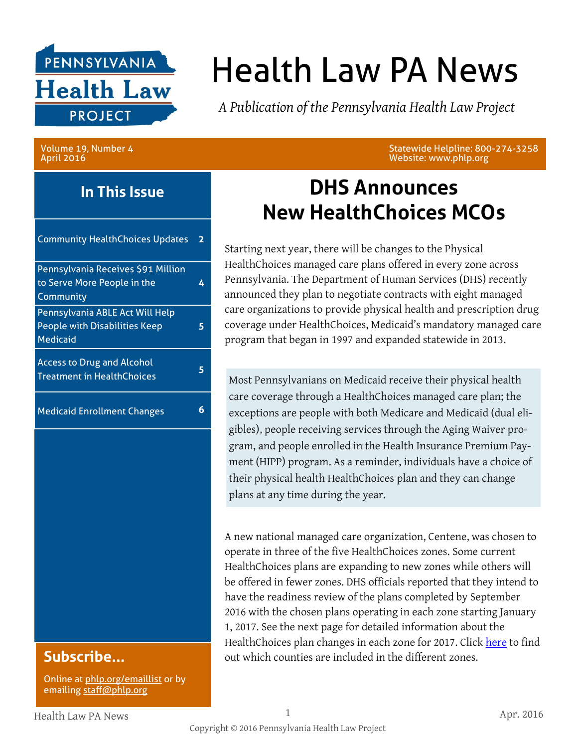# Health Law PA News

*A Publication of the Pennsylvania Health Law Project*

Volume 19, Number 4
April 2016

Statewide Helpline: 800-274-3258
Website: www.phlp.org

## In This Issue

| | |
|---|---|
| Community HealthChoices Updates | 2 |
| Pennsylvania Receives $91 Million to Serve More People in the Community | 4 |
| Pennsylvania ABLE Act Will Help People with Disabilities Keep Medicaid | 5 |
| Access to Drug and Alcohol Treatment in HealthChoices | 5 |
| Medicaid Enrollment Changes | 6 |

## Subscribe...

Online at phlp.org/emaillist or by emailing staff@phlp.org

## DHS Announces New HealthChoices MCOs

Starting next year, there will be changes to the Physical HealthChoices managed care plans offered in every zone across Pennsylvania. The Department of Human Services (DHS) recently announced they plan to negotiate contracts with eight managed care organizations to provide physical health and prescription drug coverage under HealthChoices, Medicaid's mandatory managed care program that began in 1997 and expanded statewide in 2013.

Most Pennsylvanians on Medicaid receive their physical health care coverage through a HealthChoices managed care plan; the exceptions are people with both Medicare and Medicaid (dual eligibles), people receiving services through the Aging Waiver program, and people enrolled in the Health Insurance Premium Payment (HIPP) program. As a reminder, individuals have a choice of their physical health HealthChoices plan and they can change plans at any time during the year.

A new national managed care organization, Centene, was chosen to operate in three of the five HealthChoices zones. Some current HealthChoices plans are expanding to new zones while others will be offered in fewer zones. DHS officials reported that they intend to have the readiness review of the plans completed by September 2016 with the chosen plans operating in each zone starting January 1, 2017. See the next page for detailed information about the HealthChoices plan changes in each zone for 2017. Click here to find out which counties are included in the different zones.

Copyright © 2016 Pennsylvania Health Law Project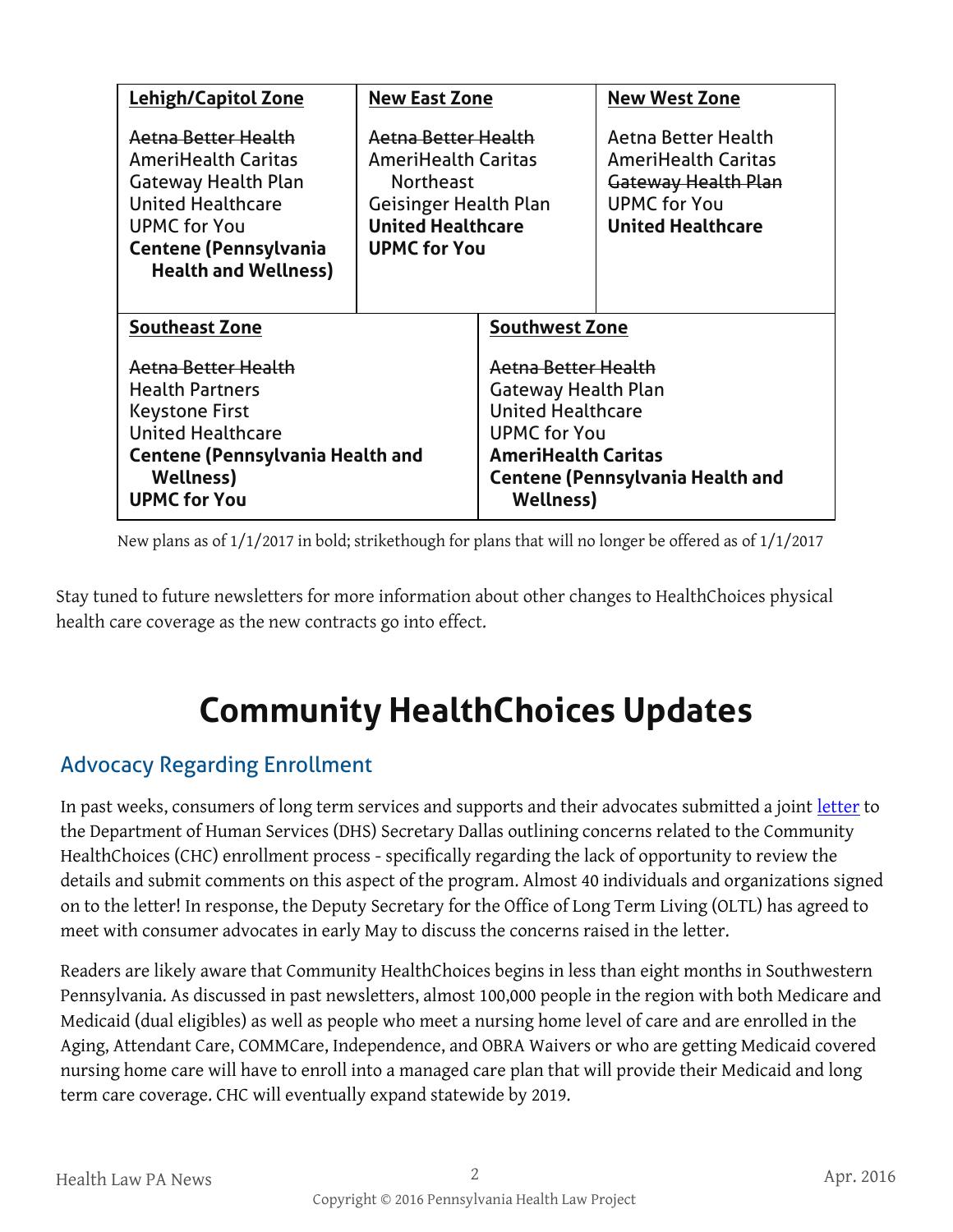| Lehigh/Capitol Zone | New East Zone | New West Zone |
|---|---|---|
| ~~Aetna Better Health~~<br>AmeriHealth Caritas<br>Gateway Health Plan<br>United Healthcare<br>UPMC for You<br>**Centene (Pennsylvania Health and Wellness)** | ~~Aetna Better Health~~<br>AmeriHealth Caritas Northeast<br>Geisinger Health Plan<br>**United Healthcare**<br>**UPMC for You** | Aetna Better Health<br>AmeriHealth Caritas<br>~~Gateway Health Plan~~<br>UPMC for You<br>**United Healthcare** |

| Southeast Zone | Southwest Zone |
|---|---|
| ~~Aetna Better Health~~<br>Health Partners<br>Keystone First<br>United Healthcare<br>**Centene (Pennsylvania Health and Wellness)**<br>**UPMC for You** | ~~Aetna Better Health~~<br>Gateway Health Plan<br>United Healthcare<br>UPMC for You<br>**AmeriHealth Caritas**<br>**Centene (Pennsylvania Health and Wellness)** |

New plans as of 1/1/2017 in bold; strikethough for plans that will no longer be offered as of 1/1/2017

Stay tuned to future newsletters for more information about other changes to HealthChoices physical health care coverage as the new contracts go into effect.

# Community HealthChoices Updates

## Advocacy Regarding Enrollment

In past weeks, consumers of long term services and supports and their advocates submitted a joint letter to the Department of Human Services (DHS) Secretary Dallas outlining concerns related to the Community HealthChoices (CHC) enrollment process - specifically regarding the lack of opportunity to review the details and submit comments on this aspect of the program. Almost 40 individuals and organizations signed on to the letter! In response, the Deputy Secretary for the Office of Long Term Living (OLTL) has agreed to meet with consumer advocates in early May to discuss the concerns raised in the letter.

Readers are likely aware that Community HealthChoices begins in less than eight months in Southwestern Pennsylvania. As discussed in past newsletters, almost 100,000 people in the region with both Medicare and Medicaid (dual eligibles) as well as people who meet a nursing home level of care and are enrolled in the Aging, Attendant Care, COMMCare, Independence, and OBRA Waivers or who are getting Medicaid covered nursing home care will have to enroll into a managed care plan that will provide their Medicaid and long term care coverage. CHC will eventually expand statewide by 2019.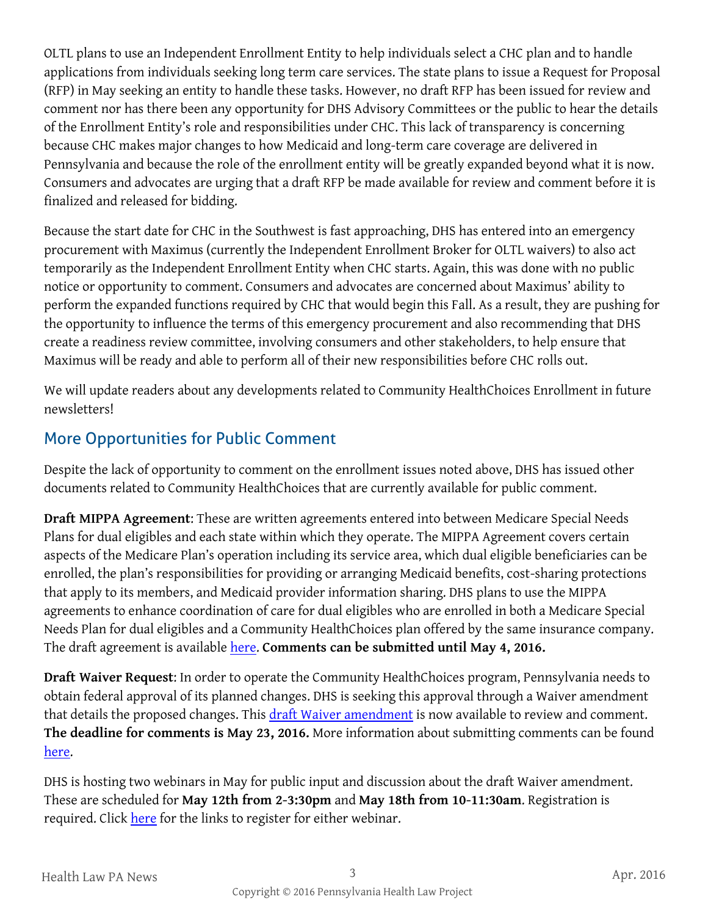OLTL plans to use an Independent Enrollment Entity to help individuals select a CHC plan and to handle applications from individuals seeking long term care services. The state plans to issue a Request for Proposal (RFP) in May seeking an entity to handle these tasks. However, no draft RFP has been issued for review and comment nor has there been any opportunity for DHS Advisory Committees or the public to hear the details of the Enrollment Entity's role and responsibilities under CHC. This lack of transparency is concerning because CHC makes major changes to how Medicaid and long-term care coverage are delivered in Pennsylvania and because the role of the enrollment entity will be greatly expanded beyond what it is now. Consumers and advocates are urging that a draft RFP be made available for review and comment before it is finalized and released for bidding.

Because the start date for CHC in the Southwest is fast approaching, DHS has entered into an emergency procurement with Maximus (currently the Independent Enrollment Broker for OLTL waivers) to also act temporarily as the Independent Enrollment Entity when CHC starts. Again, this was done with no public notice or opportunity to comment. Consumers and advocates are concerned about Maximus' ability to perform the expanded functions required by CHC that would begin this Fall. As a result, they are pushing for the opportunity to influence the terms of this emergency procurement and also recommending that DHS create a readiness review committee, involving consumers and other stakeholders, to help ensure that Maximus will be ready and able to perform all of their new responsibilities before CHC rolls out.

We will update readers about any developments related to Community HealthChoices Enrollment in future newsletters!

## More Opportunities for Public Comment

Despite the lack of opportunity to comment on the enrollment issues noted above, DHS has issued other documents related to Community HealthChoices that are currently available for public comment.

**Draft MIPPA Agreement**: These are written agreements entered into between Medicare Special Needs Plans for dual eligibles and each state within which they operate. The MIPPA Agreement covers certain aspects of the Medicare Plan's operation including its service area, which dual eligible beneficiaries can be enrolled, the plan's responsibilities for providing or arranging Medicaid benefits, cost-sharing protections that apply to its members, and Medicaid provider information sharing. DHS plans to use the MIPPA agreements to enhance coordination of care for dual eligibles who are enrolled in both a Medicare Special Needs Plan for dual eligibles and a Community HealthChoices plan offered by the same insurance company. The draft agreement is available here. **Comments can be submitted until May 4, 2016.**

**Draft Waiver Request**: In order to operate the Community HealthChoices program, Pennsylvania needs to obtain federal approval of its planned changes. DHS is seeking this approval through a Waiver amendment that details the proposed changes. This draft Waiver amendment is now available to review and comment. **The deadline for comments is May 23, 2016.** More information about submitting comments can be found here.

DHS is hosting two webinars in May for public input and discussion about the draft Waiver amendment. These are scheduled for **May 12th from 2-3:30pm** and **May 18th from 10-11:30am**. Registration is required. Click here for the links to register for either webinar.

Copyright © 2016 Pennsylvania Health Law Project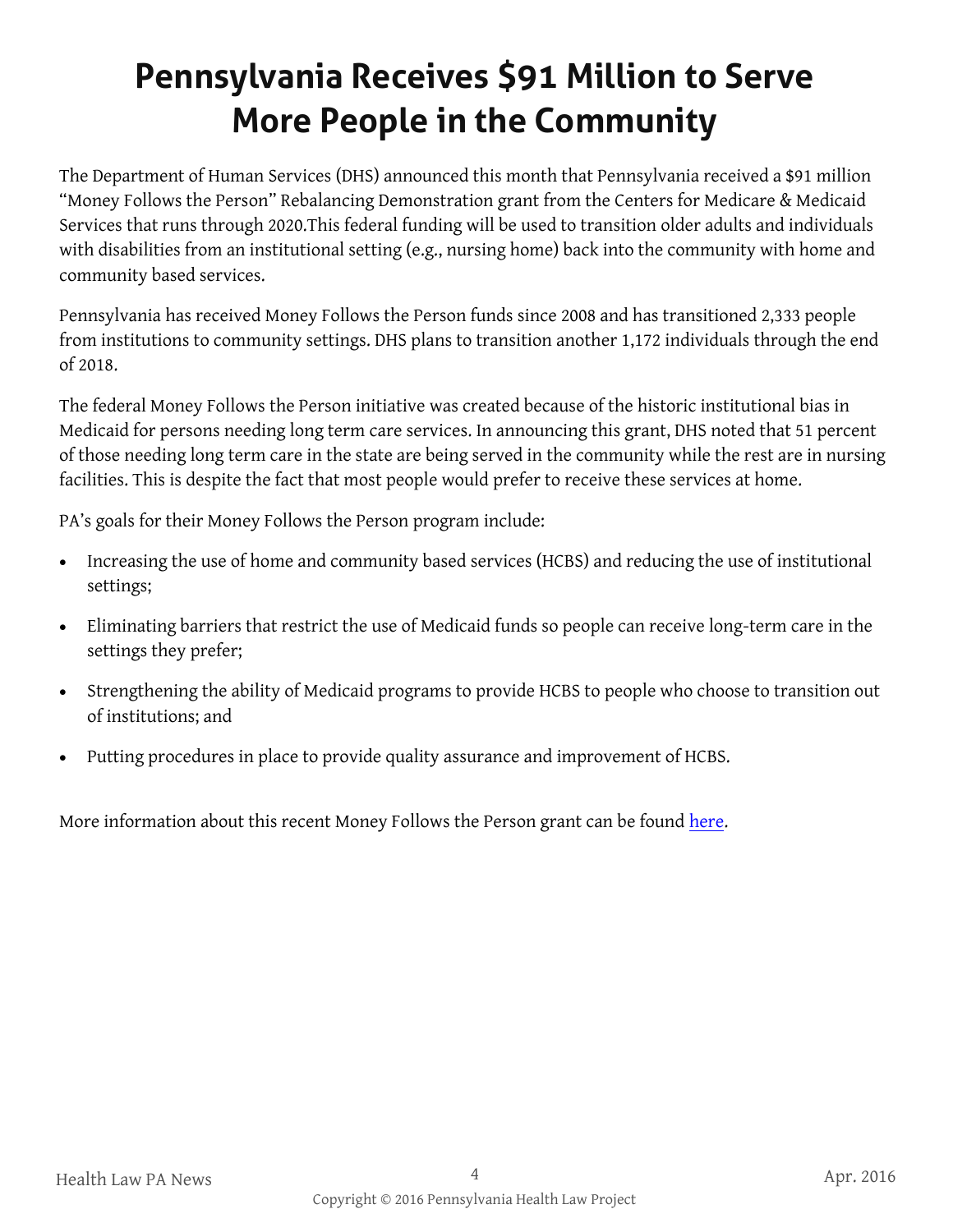# Pennsylvania Receives $91 Million to Serve More People in the Community

The Department of Human Services (DHS) announced this month that Pennsylvania received a $91 million "Money Follows the Person" Rebalancing Demonstration grant from the Centers for Medicare & Medicaid Services that runs through 2020.This federal funding will be used to transition older adults and individuals with disabilities from an institutional setting (e.g., nursing home) back into the community with home and community based services.

Pennsylvania has received Money Follows the Person funds since 2008 and has transitioned 2,333 people from institutions to community settings. DHS plans to transition another 1,172 individuals through the end of 2018.

The federal Money Follows the Person initiative was created because of the historic institutional bias in Medicaid for persons needing long term care services. In announcing this grant, DHS noted that 51 percent of those needing long term care in the state are being served in the community while the rest are in nursing facilities. This is despite the fact that most people would prefer to receive these services at home.

PA's goals for their Money Follows the Person program include:

- Increasing the use of home and community based services (HCBS) and reducing the use of institutional settings;
- Eliminating barriers that restrict the use of Medicaid funds so people can receive long-term care in the settings they prefer;
- Strengthening the ability of Medicaid programs to provide HCBS to people who choose to transition out of institutions; and
- Putting procedures in place to provide quality assurance and improvement of HCBS.

More information about this recent Money Follows the Person grant can be found here.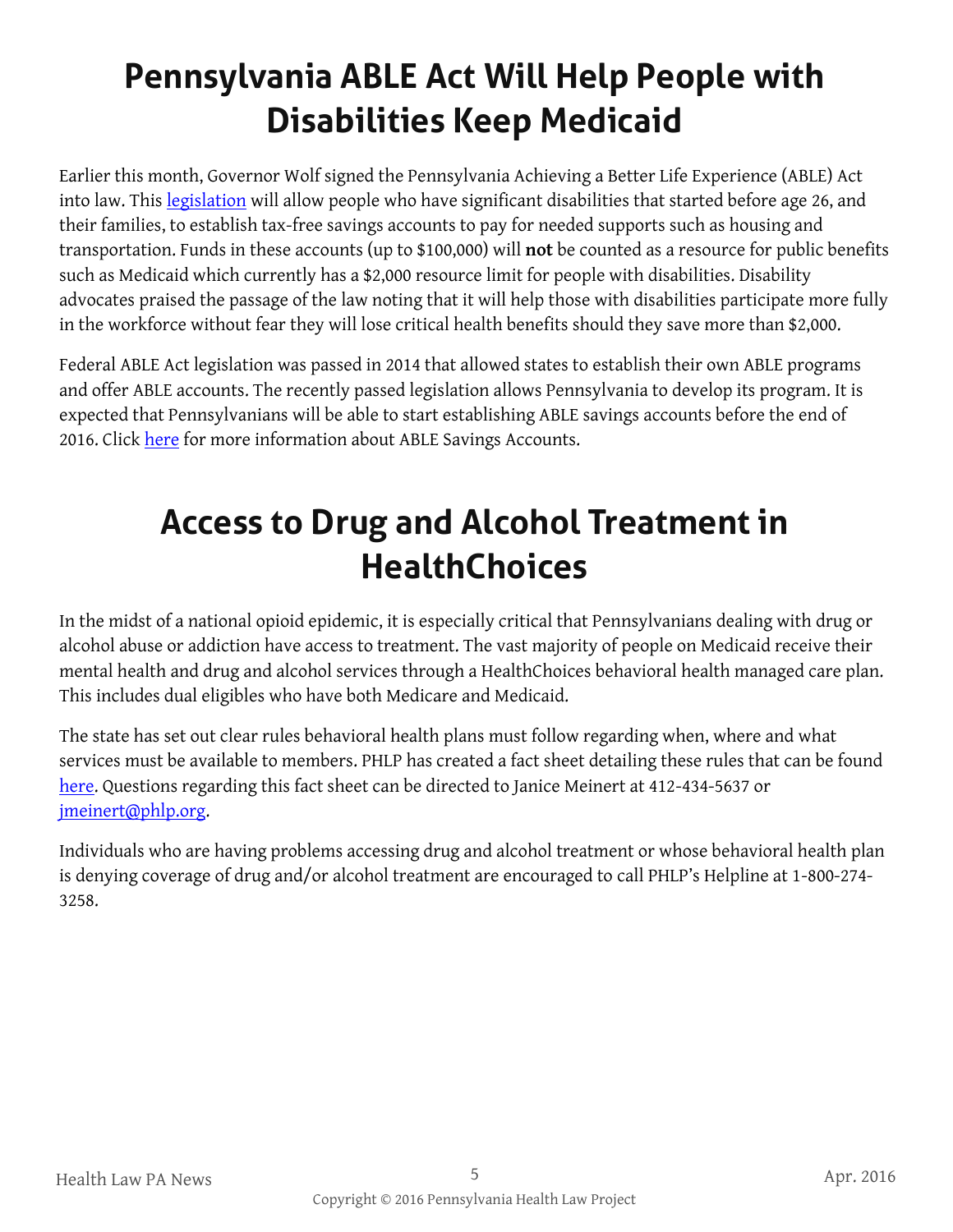# Pennsylvania ABLE Act Will Help People with Disabilities Keep Medicaid

Earlier this month, Governor Wolf signed the Pennsylvania Achieving a Better Life Experience (ABLE) Act into law. This legislation will allow people who have significant disabilities that started before age 26, and their families, to establish tax-free savings accounts to pay for needed supports such as housing and transportation. Funds in these accounts (up to $100,000) will **not** be counted as a resource for public benefits such as Medicaid which currently has a $2,000 resource limit for people with disabilities. Disability advocates praised the passage of the law noting that it will help those with disabilities participate more fully in the workforce without fear they will lose critical health benefits should they save more than $2,000.

Federal ABLE Act legislation was passed in 2014 that allowed states to establish their own ABLE programs and offer ABLE accounts. The recently passed legislation allows Pennsylvania to develop its program. It is expected that Pennsylvanians will be able to start establishing ABLE savings accounts before the end of 2016. Click here for more information about ABLE Savings Accounts.

# Access to Drug and Alcohol Treatment in HealthChoices

In the midst of a national opioid epidemic, it is especially critical that Pennsylvanians dealing with drug or alcohol abuse or addiction have access to treatment. The vast majority of people on Medicaid receive their mental health and drug and alcohol services through a HealthChoices behavioral health managed care plan. This includes dual eligibles who have both Medicare and Medicaid.

The state has set out clear rules behavioral health plans must follow regarding when, where and what services must be available to members. PHLP has created a fact sheet detailing these rules that can be found here. Questions regarding this fact sheet can be directed to Janice Meinert at 412-434-5637 or jmeinert@phlp.org.

Individuals who are having problems accessing drug and alcohol treatment or whose behavioral health plan is denying coverage of drug and/or alcohol treatment are encouraged to call PHLP's Helpline at 1-800-274-3258.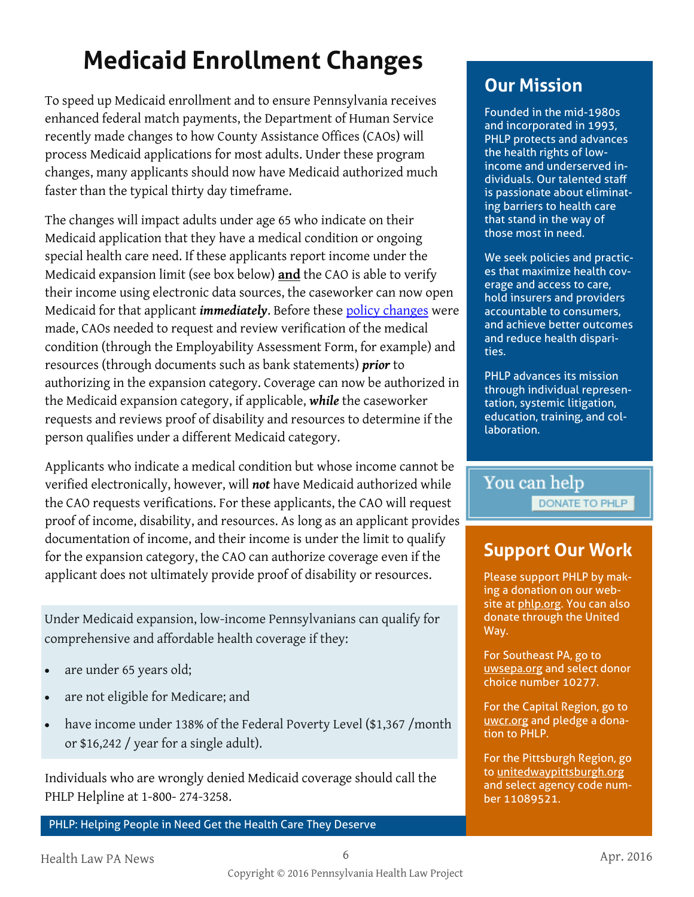# Medicaid Enrollment Changes

To speed up Medicaid enrollment and to ensure Pennsylvania receives enhanced federal match payments, the Department of Human Service recently made changes to how County Assistance Offices (CAOs) will process Medicaid applications for most adults. Under these program changes, many applicants should now have Medicaid authorized much faster than the typical thirty day timeframe.

The changes will impact adults under age 65 who indicate on their Medicaid application that they have a medical condition or ongoing special health care need. If these applicants report income under the Medicaid expansion limit (see box below) **and** the CAO is able to verify their income using electronic data sources, the caseworker can now open Medicaid for that applicant ***immediately***. Before these policy changes were made, CAOs needed to request and review verification of the medical condition (through the Employability Assessment Form, for example) and resources (through documents such as bank statements) ***prior*** to authorizing in the expansion category. Coverage can now be authorized in the Medicaid expansion category, if applicable, ***while*** the caseworker requests and reviews proof of disability and resources to determine if the person qualifies under a different Medicaid category.

Applicants who indicate a medical condition but whose income cannot be verified electronically, however, will ***not*** have Medicaid authorized while the CAO requests verifications. For these applicants, the CAO will request proof of income, disability, and resources. As long as an applicant provides documentation of income, and their income is under the limit to qualify for the expansion category, the CAO can authorize coverage even if the applicant does not ultimately provide proof of disability or resources.

Under Medicaid expansion, low-income Pennsylvanians can qualify for comprehensive and affordable health coverage if they:

- are under 65 years old;
- are not eligible for Medicare; and
- have income under 138% of the Federal Poverty Level ($1,367 /month or $16,242 / year for a single adult).

Individuals who are wrongly denied Medicaid coverage should call the PHLP Helpline at 1-800- 274-3258.

PHLP: Helping People in Need Get the Health Care They Deserve

## Our Mission

Founded in the mid-1980s and incorporated in 1993, PHLP protects and advances the health rights of low-income and underserved individuals. Our talented staff is passionate about eliminating barriers to health care that stand in the way of those most in need.

We seek policies and practices that maximize health coverage and access to care, hold insurers and providers accountable to consumers, and achieve better outcomes and reduce health disparities.

PHLP advances its mission through individual representation, systemic litigation, education, training, and collaboration.

You can help

DONATE TO PHLP

## Support Our Work

Please support PHLP by making a donation on our website at phlp.org. You can also donate through the United Way.

For Southeast PA, go to uwsepa.org and select donor choice number 10277.

For the Capital Region, go to uwcr.org and pledge a donation to PHLP.

For the Pittsburgh Region, go to unitedwaypittsburgh.org and select agency code number 11089521.

Copyright © 2016 Pennsylvania Health Law Project